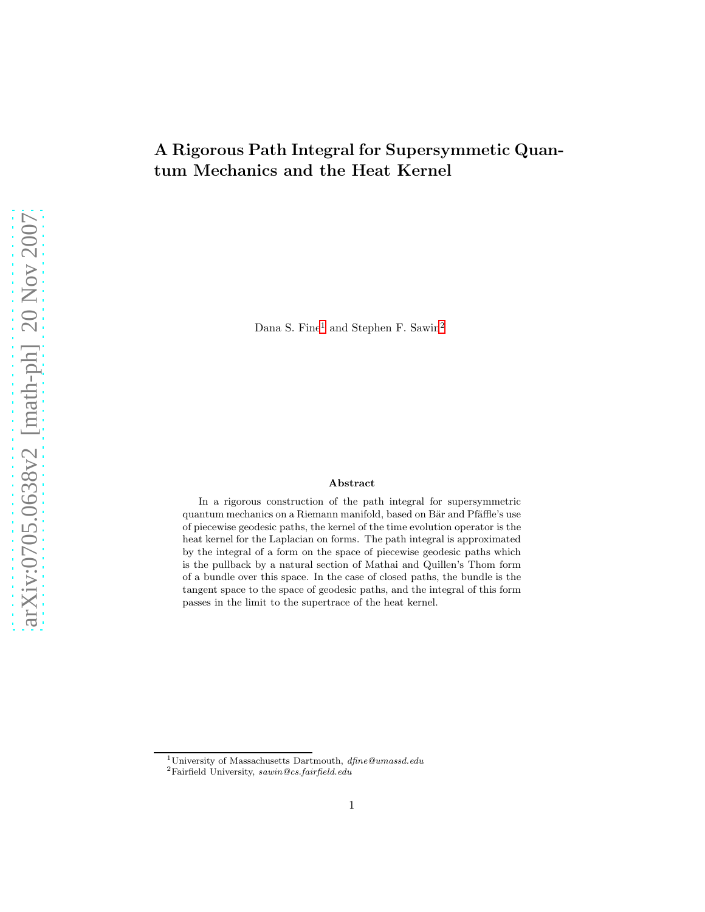# A Rigorous Path Integral for Supersymmetic Quantum Mechanics and the Heat Kernel

Dana S. Fine[1] and Stephen F. Sawin[2]

### Abstract

In a rigorous construction of the path integral for supersymmetric quantum mechanics on a Riemann manifold, based on Bär and Pfäffle's use of piecewise geodesic paths, the kernel of the time evolution operator is the heat kernel for the Laplacian on forms. The path integral is approximated by the integral of a form on the space of piecewise geodesic paths which is the pullback by a natural section of Mathai and Quillen's Thom form of a bundle over this space. In the case of closed paths, the bundle is the tangent space to the space of geodesic paths, and the integral of this form passes in the limit to the supertrace of the heat kernel.

---

[1] University of Massachusetts Dartmouth, *dfine@umassd.edu*

[2] Fairfield University, *sawin@cs.fairfield.edu*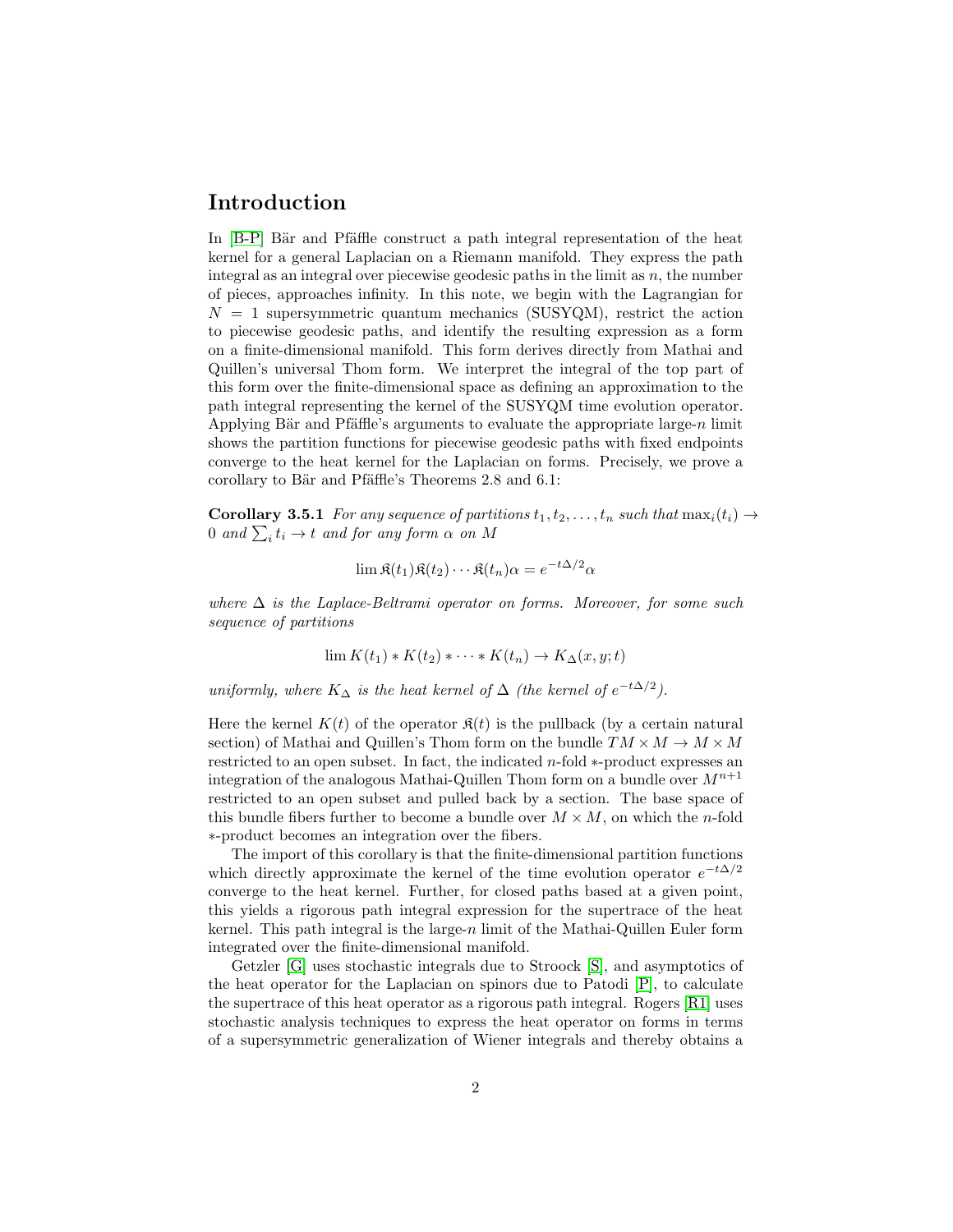# Introduction

In [B-P] Bär and Pfäffle construct a path integral representation of the heat kernel for a general Laplacian on a Riemann manifold. They express the path integral as an integral over piecewise geodesic paths in the limit as $n$, the number of pieces, approaches infinity. In this note, we begin with the Lagrangian for $N = 1$ supersymmetric quantum mechanics (SUSYQM), restrict the action to piecewise geodesic paths, and identify the resulting expression as a form on a finite-dimensional manifold. This form derives directly from Mathai and Quillen's universal Thom form. We interpret the integral of the top part of this form over the finite-dimensional space as defining an approximation to the path integral representing the kernel of the SUSYQM time evolution operator. Applying Bär and Pfäffle's arguments to evaluate the appropriate large-$n$ limit shows the partition functions for piecewise geodesic paths with fixed endpoints converge to the heat kernel for the Laplacian on forms. Precisely, we prove a corollary to Bär and Pfäffle's Theorems 2.8 and 6.1:

**Corollary 3.5.1** *For any sequence of partitions $t_1, t_2, \ldots, t_n$ such that $\max_i(t_i) \to 0$ and $\sum_i t_i \to t$ and for any form $\alpha$ on $M$*

$$\lim \mathfrak{K}(t_1)\mathfrak{K}(t_2)\cdots\mathfrak{K}(t_n)\alpha = e^{-t\Delta/2}\alpha$$

*where $\Delta$ is the Laplace-Beltrami operator on forms. Moreover, for some such sequence of partitions*

$$\lim K(t_1) * K(t_2) * \cdots * K(t_n) \to K_\Delta(x, y; t)$$

*uniformly, where $K_\Delta$ is the heat kernel of $\Delta$ (the kernel of $e^{-t\Delta/2}$).*

Here the kernel $K(t)$ of the operator $\mathfrak{K}(t)$ is the pullback (by a certain natural section) of Mathai and Quillen's Thom form on the bundle $TM \times M \to M \times M$ restricted to an open subset. In fact, the indicated $n$-fold $*$-product expresses an integration of the analogous Mathai-Quillen Thom form on a bundle over $M^{n+1}$ restricted to an open subset and pulled back by a section. The base space of this bundle fibers further to become a bundle over $M \times M$, on which the $n$-fold $*$-product becomes an integration over the fibers.

The import of this corollary is that the finite-dimensional partition functions which directly approximate the kernel of the time evolution operator $e^{-t\Delta/2}$ converge to the heat kernel. Further, for closed paths based at a given point, this yields a rigorous path integral expression for the supertrace of the heat kernel. This path integral is the large-$n$ limit of the Mathai-Quillen Euler form integrated over the finite-dimensional manifold.

Getzler [G] uses stochastic integrals due to Stroock [S], and asymptotics of the heat operator for the Laplacian on spinors due to Patodi [P], to calculate the supertrace of this heat operator as a rigorous path integral. Rogers [R1] uses stochastic analysis techniques to express the heat operator on forms in terms of a supersymmetric generalization of Wiener integrals and thereby obtains a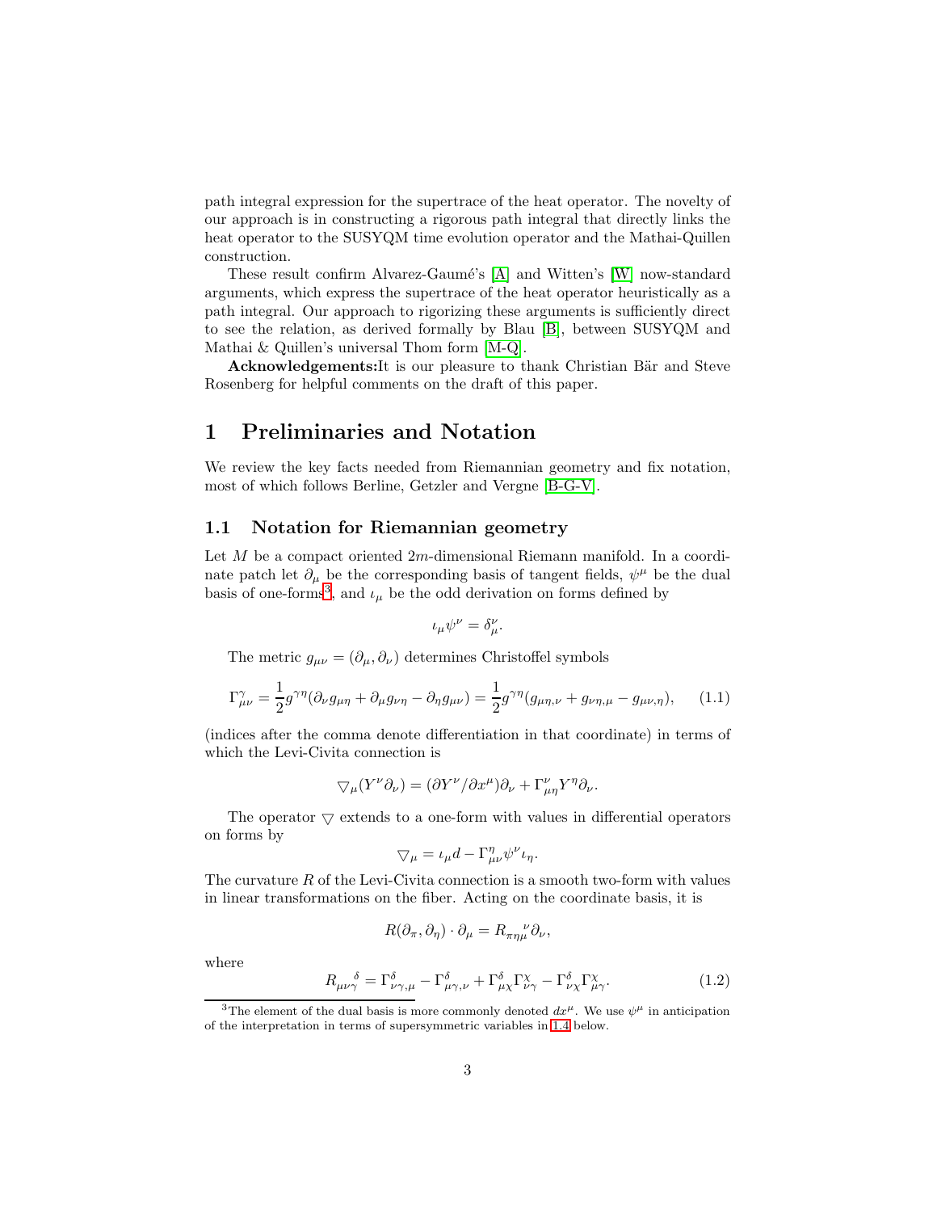path integral expression for the supertrace of the heat operator. The novelty of our approach is in constructing a rigorous path integral that directly links the heat operator to the SUSYQM time evolution operator and the Mathai-Quillen construction.

These result confirm Alvarez-Gaumé's [A] and Witten's [W] now-standard arguments, which express the supertrace of the heat operator heuristically as a path integral. Our approach to rigorizing these arguments is sufficiently direct to see the relation, as derived formally by Blau [B], between SUSYQM and Mathai & Quillen's universal Thom form [M-Q].

**Acknowledgements:** It is our pleasure to thank Christian Bär and Steve Rosenberg for helpful comments on the draft of this paper.

# 1 Preliminaries and Notation

We review the key facts needed from Riemannian geometry and fix notation, most of which follows Berline, Getzler and Vergne [B-G-V].

## 1.1 Notation for Riemannian geometry

Let $M$ be a compact oriented $2m$-dimensional Riemann manifold. In a coordinate patch let $\partial_\mu$ be the corresponding basis of tangent fields, $\psi^\mu$ be the dual basis of one-forms[3], and $\iota_\mu$ be the odd derivation on forms defined by

$$\iota_\mu \psi^\nu = \delta^\nu_\mu.$$

The metric $g_{\mu\nu} = (\partial_\mu, \partial_\nu)$ determines Christoffel symbols

$$\Gamma^\gamma_{\mu\nu} = \frac{1}{2} g^{\gamma\eta}(\partial_\nu g_{\mu\eta} + \partial_\mu g_{\nu\eta} - \partial_\eta g_{\mu\nu}) = \frac{1}{2} g^{\gamma\eta}(g_{\mu\eta,\nu} + g_{\nu\eta,\mu} - g_{\mu\nu,\eta}), \tag{1.1}$$

(indices after the comma denote differentiation in that coordinate) in terms of which the Levi-Civita connection is

$$\bigtriangledown_\mu (Y^\nu \partial_\nu) = (\partial Y^\nu / \partial x^\mu)\partial_\nu + \Gamma^\nu_{\mu\eta} Y^\eta \partial_\nu.$$

The operator $\bigtriangledown$ extends to a one-form with values in differential operators on forms by

$$\bigtriangledown_\mu = \iota_\mu d - \Gamma^\eta_{\mu\nu} \psi^\nu \iota_\eta.$$

The curvature $R$ of the Levi-Civita connection is a smooth two-form with values in linear transformations on the fiber. Acting on the coordinate basis, it is

$$R(\partial_\pi, \partial_\eta) \cdot \partial_\mu = R_{\pi\eta\mu}{}^{\nu} \partial_\nu,$$

where

$$R_{\mu\nu\gamma}{}^{\delta} = \Gamma^\delta_{\nu\gamma,\mu} - \Gamma^\delta_{\mu\gamma,\nu} + \Gamma^\delta_{\mu\chi}\Gamma^\chi_{\nu\gamma} - \Gamma^\delta_{\nu\chi}\Gamma^\chi_{\mu\gamma}. \tag{1.2}$$

[3] The element of the dual basis is more commonly denoted $dx^\mu$. We use $\psi^\mu$ in anticipation of the interpretation in terms of supersymmetric variables in 1.4 below.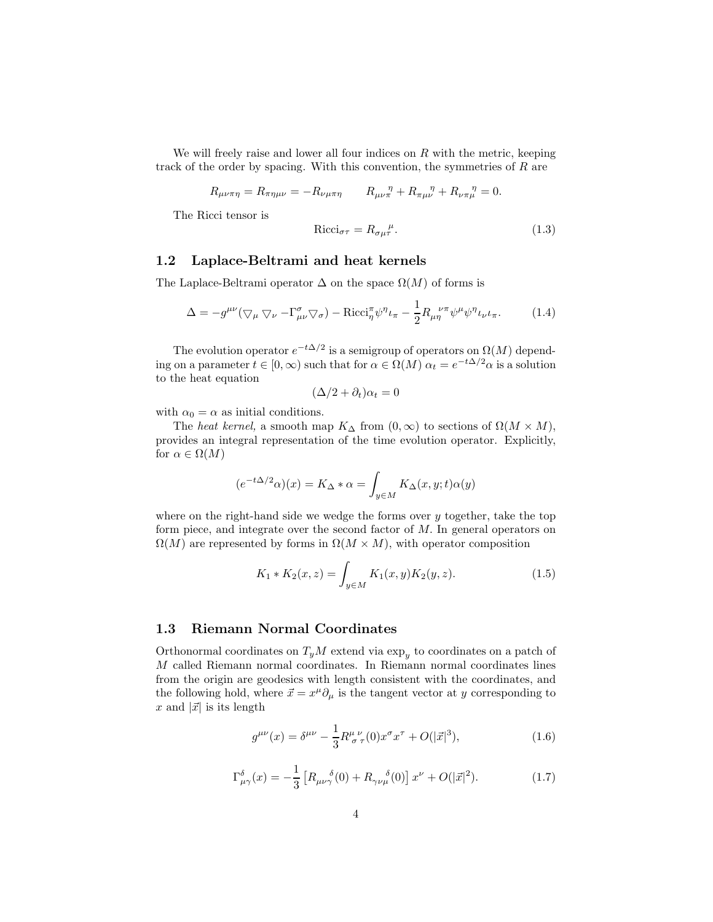We will freely raise and lower all four indices on $R$ with the metric, keeping track of the order by spacing. With this convention, the symmetries of $R$ are

$$R_{\mu\nu\pi\eta} = R_{\pi\eta\mu\nu} = -R_{\nu\mu\pi\eta} \qquad R_{\mu\nu\pi}{}^{\eta} + R_{\pi\mu\nu}{}^{\eta} + R_{\nu\pi\mu}{}^{\eta} = 0.$$

The Ricci tensor is

$$\text{Ricci}_{\sigma\tau} = R_{\sigma\mu\tau}{}^{\mu}. \tag{1.3}$$

## 1.2 Laplace-Beltrami and heat kernels

The Laplace-Beltrami operator $\Delta$ on the space $\Omega(M)$ of forms is

$$\Delta = -g^{\mu\nu}(\triangledown_\mu \triangledown_\nu - \Gamma^\sigma_{\mu\nu}\triangledown_\sigma) - \text{Ricci}^\pi_\eta \psi^\eta \iota_\pi - \frac{1}{2}R_{\mu\eta}{}^{\nu\pi}\psi^\mu\psi^\eta\iota_\nu\iota_\pi. \tag{1.4}$$

The evolution operator $e^{-t\Delta/2}$ is a semigroup of operators on $\Omega(M)$ depending on a parameter $t \in [0, \infty)$ such that for $\alpha \in \Omega(M)$ $\alpha_t = e^{-t\Delta/2}\alpha$ is a solution to the heat equation

$$(\Delta/2 + \partial_t)\alpha_t = 0$$

with $\alpha_0 = \alpha$ as initial conditions.

The *heat kernel,* a smooth map $K_\Delta$ from $(0, \infty)$ to sections of $\Omega(M \times M)$, provides an integral representation of the time evolution operator. Explicitly, for $\alpha \in \Omega(M)$

$$(e^{-t\Delta/2}\alpha)(x) = K_\Delta * \alpha = \int_{y\in M} K_\Delta(x, y; t)\alpha(y)$$

where on the right-hand side we wedge the forms over $y$ together, take the top form piece, and integrate over the second factor of $M$. In general operators on $\Omega(M)$ are represented by forms in $\Omega(M \times M)$, with operator composition

$$K_1 * K_2(x, z) = \int_{y\in M} K_1(x, y)K_2(y, z). \tag{1.5}$$

## 1.3 Riemann Normal Coordinates

Orthonormal coordinates on $T_yM$ extend via $\exp_y$ to coordinates on a patch of $M$ called Riemann normal coordinates. In Riemann normal coordinates lines from the origin are geodesics with length consistent with the coordinates, and the following hold, where $\vec{x} = x^\mu\partial_\mu$ is the tangent vector at $y$ corresponding to $x$ and $|\vec{x}|$ is its length

$$g^{\mu\nu}(x) = \delta^{\mu\nu} - \frac{1}{3}R^{\mu}{}_{\sigma}{}^{\nu}{}_{\tau}(0)x^\sigma x^\tau + O(|\vec{x}|^3), \tag{1.6}$$

$$\Gamma^\delta_{\mu\gamma}(x) = -\frac{1}{3}\left[R_{\mu\nu\gamma}{}^{\delta}(0) + R_{\gamma\nu\mu}{}^{\delta}(0)\right]x^\nu + O(|\vec{x}|^2). \tag{1.7}$$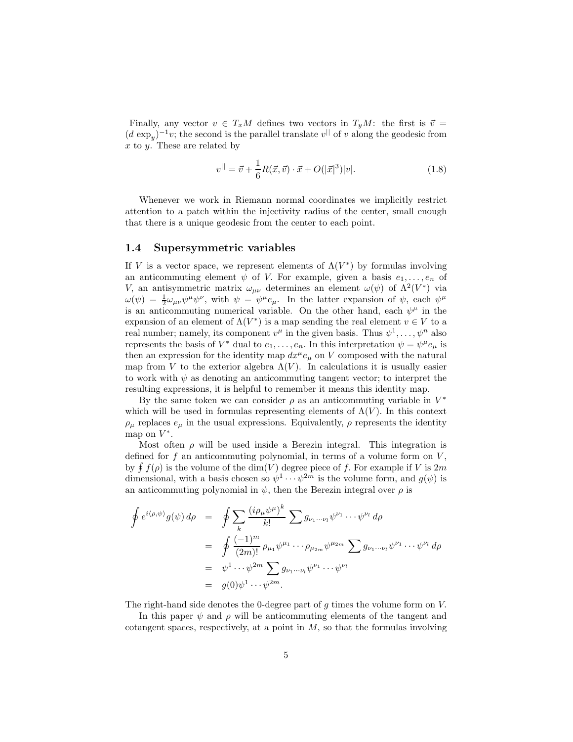Finally, any vector $v \in T_x M$ defines two vectors in $T_y M$: the first is $\vec{v} = (d\exp_y)^{-1} v$; the second is the parallel translate $v^{||}$ of $v$ along the geodesic from $x$ to $y$. These are related by

$$v^{||} = \vec{v} + \frac{1}{6} R(\vec{x}, \vec{v}) \cdot \vec{x} + O(|\vec{x}|^3)|v|. \tag{1.8}$$

Whenever we work in Riemann normal coordinates we implicitly restrict attention to a patch within the injectivity radius of the center, small enough that there is a unique geodesic from the center to each point.

## 1.4 Supersymmetric variables

If $V$ is a vector space, we represent elements of $\Lambda(V^*)$ by formulas involving an anticommuting element $\psi$ of $V$. For example, given a basis $e_1, \ldots, e_n$ of $V$, an antisymmetric matrix $\omega_{\mu\nu}$ determines an element $\omega(\psi)$ of $\Lambda^2(V^*)$ via $\omega(\psi) = \frac{1}{2}\omega_{\mu\nu}\psi^\mu\psi^\nu$, with $\psi = \psi^\mu e_\mu$. In the latter expansion of $\psi$, each $\psi^\mu$ is an anticommuting numerical variable. On the other hand, each $\psi^\mu$ in the expansion of an element of $\Lambda(V^*)$ is a map sending the real element $v \in V$ to a real number; namely, its component $v^\mu$ in the given basis. Thus $\psi^1, \ldots, \psi^n$ also represents the basis of $V^*$ dual to $e_1, \ldots, e_n$. In this interpretation $\psi = \psi^\mu e_\mu$ is then an expression for the identity map $dx^\mu e_\mu$ on $V$ composed with the natural map from $V$ to the exterior algebra $\Lambda(V)$. In calculations it is usually easier to work with $\psi$ as denoting an anticommuting tangent vector; to interpret the resulting expressions, it is helpful to remember it means this identity map.

By the same token we can consider $\rho$ as an anticommuting variable in $V^*$ which will be used in formulas representing elements of $\Lambda(V)$. In this context $\rho_\mu$ replaces $e_\mu$ in the usual expressions. Equivalently, $\rho$ represents the identity map on $V^*$.

Most often $\rho$ will be used inside a Berezin integral. This integration is defined for $f$ an anticommuting polynomial, in terms of a volume form on $V$, by $\oint f(\rho)$ is the volume of the $\dim(V)$ degree piece of $f$. For example if $V$ is $2m$ dimensional, with a basis chosen so $\psi^1 \cdots \psi^{2m}$ is the volume form, and $g(\psi)$ is an anticommuting polynomial in $\psi$, then the Berezin integral over $\rho$ is

$$\begin{aligned}
\oint e^{i\langle\rho,\psi\rangle} g(\psi)\, d\rho &= \oint \sum_k \frac{(i\rho_\mu\psi^\mu)^k}{k!} \sum g_{\nu_1\cdots\nu_l}\psi^{\nu_1}\cdots\psi^{\nu_l}\, d\rho \\
&= \oint \frac{(-1)^m}{(2m)!}\, \rho_{\mu_1}\psi^{\mu_1}\cdots\rho_{\mu_{2m}}\psi^{\mu_{2m}} \sum g_{\nu_1\cdots\nu_l}\psi^{\nu_1}\cdots\psi^{\nu_l}\, d\rho \\
&= \psi^1\cdots\psi^{2m} \sum g_{\nu_1\cdots\nu_l}\psi^{\nu_1}\cdots\psi^{\nu_l} \\
&= g(0)\psi^1\cdots\psi^{2m}.
\end{aligned}$$

The right-hand side denotes the 0-degree part of $g$ times the volume form on $V$.

In this paper $\psi$ and $\rho$ will be anticommuting elements of the tangent and cotangent spaces, respectively, at a point in $M$, so that the formulas involving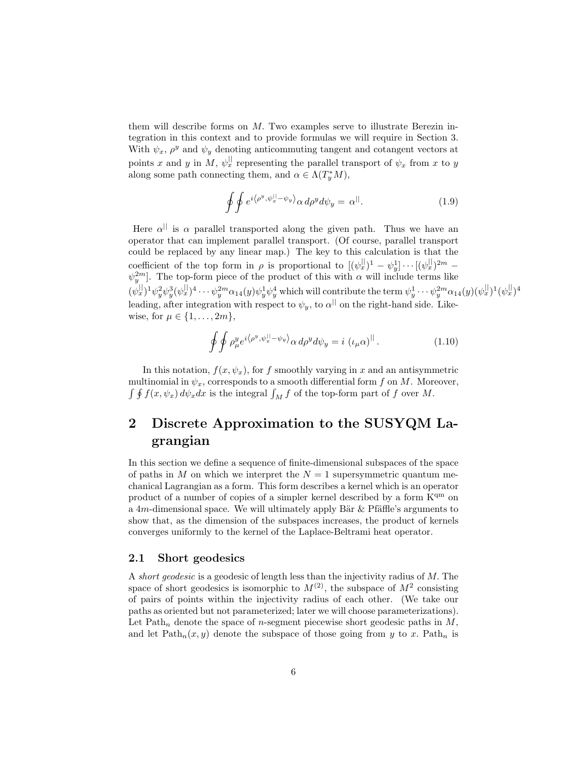them will describe forms on $M$. Two examples serve to illustrate Berezin integration in this context and to provide formulas we will require in Section 3. With $\psi_x$, $\rho^y$ and $\psi_y$ denoting anticommuting tangent and cotangent vectors at points $x$ and $y$ in $M$, $\psi_x^{||}$ representing the parallel transport of $\psi_x$ from $x$ to $y$ along some path connecting them, and $\alpha \in \Lambda(T_y^* M)$,

$$\oint\oint e^{i\langle \rho^y, \psi_x^{||} - \psi_y\rangle} \alpha \, d\rho^y d\psi_y = \alpha^{||}. \tag{1.9}$$

Here $\alpha^{||}$ is $\alpha$ parallel transported along the given path. Thus we have an operator that can implement parallel transport. (Of course, parallel transport could be replaced by any linear map.) The key to this calculation is that the coefficient of the top form in $\rho$ is proportional to $[(\psi_x^{||})^1 - \psi_y^1] \cdots [(\psi_x^{||})^{2m} - \psi_y^{2m}]$. The top-form piece of the product of this with $\alpha$ will include terms like $(\psi_x^{||})^1 \psi_y^2 \psi_y^3 (\psi_x^{||})^4 \cdots \psi_y^{2m} \alpha_{14}(y) \psi_y^1 \psi_y^4$ which will contribute the term $\psi_y^1 \cdots \psi_y^{2m} \alpha_{14}(y) (\psi_x^{||})^1 (\psi_x^{||})^4$ leading, after integration with respect to $\psi_y$, to $\alpha^{||}$ on the right-hand side. Likewise, for $\mu \in \{1, \ldots, 2m\}$,

$$\oint\oint \rho_\mu^y e^{i\langle \rho^y, \psi_x^{||} - \psi_y\rangle} \alpha \, d\rho^y d\psi_y = i \, (\iota_\mu \alpha)^{||}. \tag{1.10}$$

In this notation, $f(x, \psi_x)$, for $f$ smoothly varying in $x$ and an antisymmetric multinomial in $\psi_x$, corresponds to a smooth differential form $f$ on $M$. Moreover, $\int \oint f(x, \psi_x) \, d\psi_x dx$ is the integral $\int_M f$ of the top-form part of $f$ over $M$.

# 2 Discrete Approximation to the SUSYQM Lagrangian

In this section we define a sequence of finite-dimensional subspaces of the space of paths in $M$ on which we interpret the $N = 1$ supersymmetric quantum mechanical Lagrangian as a form. This form describes a kernel which is an operator product of a number of copies of a simpler kernel described by a form $\mathrm{K}^{\mathrm{qm}}$ on a $4m$-dimensional space. We will ultimately apply Bär & Pfäffle's arguments to show that, as the dimension of the subspaces increases, the product of kernels converges uniformly to the kernel of the Laplace-Beltrami heat operator.

## 2.1 Short geodesics

A *short geodesic* is a geodesic of length less than the injectivity radius of $M$. The space of short geodesics is isomorphic to $M^{(2)}$, the subspace of $M^2$ consisting of pairs of points within the injectivity radius of each other. (We take our paths as oriented but not parameterized; later we will choose parameterizations). Let $\mathrm{Path}_n$ denote the space of $n$-segment piecewise short geodesic paths in $M$, and let $\mathrm{Path}_n(x, y)$ denote the subspace of those going from $y$ to $x$. $\mathrm{Path}_n$ is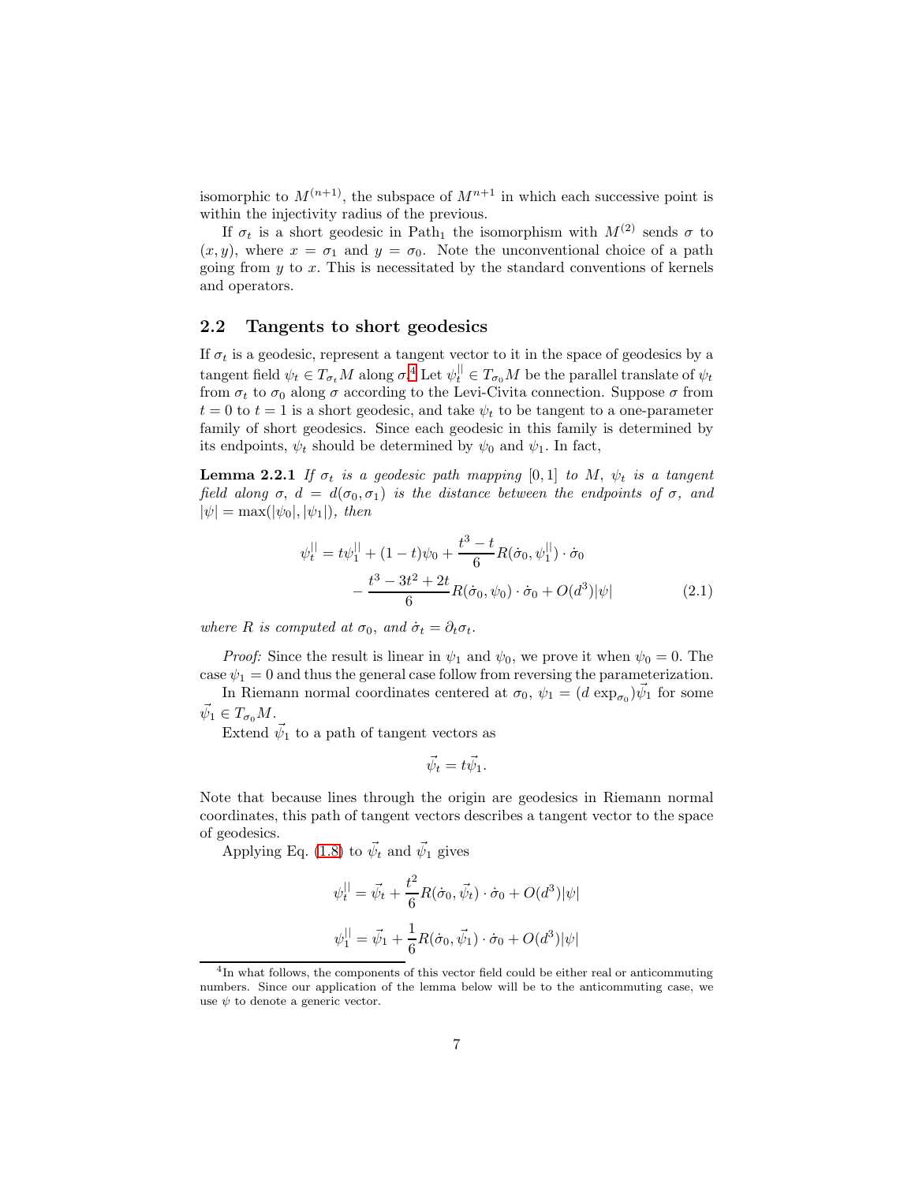isomorphic to $M^{(n+1)}$, the subspace of $M^{n+1}$ in which each successive point is within the injectivity radius of the previous.

If $\sigma_t$ is a short geodesic in $\text{Path}_1$ the isomorphism with $M^{(2)}$ sends $\sigma$ to $(x, y)$, where $x = \sigma_1$ and $y = \sigma_0$. Note the unconventional choice of a path going from $y$ to $x$. This is necessitated by the standard conventions of kernels and operators.

## 2.2 Tangents to short geodesics

If $\sigma_t$ is a geodesic, represent a tangent vector to it in the space of geodesics by a tangent field $\psi_t \in T_{\sigma_t}M$ along $\sigma$.[4] Let $\psi_t^{||} \in T_{\sigma_0}M$ be the parallel translate of $\psi_t$ from $\sigma_t$ to $\sigma_0$ along $\sigma$ according to the Levi-Civita connection. Suppose $\sigma$ from $t = 0$ to $t = 1$ is a short geodesic, and take $\psi_t$ to be tangent to a one-parameter family of short geodesics. Since each geodesic in this family is determined by its endpoints, $\psi_t$ should be determined by $\psi_0$ and $\psi_1$. In fact,

**Lemma 2.2.1** *If $\sigma_t$ is a geodesic path mapping $[0, 1]$ to $M$, $\psi_t$ is a tangent field along $\sigma$, $d = d(\sigma_0, \sigma_1)$ is the distance between the endpoints of $\sigma$, and $|\psi| = \max(|\psi_0|, |\psi_1|)$, then*

$$\begin{aligned}\psi_t^{||} = t\psi_1^{||} + (1-t)\psi_0 + \frac{t^3 - t}{6} R(\dot\sigma_0, \psi_1^{||}) \cdot \dot\sigma_0 \\ - \frac{t^3 - 3t^2 + 2t}{6} R(\dot\sigma_0, \psi_0) \cdot \dot\sigma_0 + O(d^3)|\psi| \end{aligned} \tag{2.1}$$

*where $R$ is computed at $\sigma_0$, and $\dot\sigma_t = \partial_t \sigma_t$.*

*Proof:* Since the result is linear in $\psi_1$ and $\psi_0$, we prove it when $\psi_0 = 0$. The case $\psi_1 = 0$ and thus the general case follow from reversing the parameterization.

In Riemann normal coordinates centered at $\sigma_0$, $\psi_1 = (d\exp_{\sigma_0})\vec\psi_1$ for some $\vec\psi_1 \in T_{\sigma_0}M$.

Extend $\vec\psi_1$ to a path of tangent vectors as

$$\vec\psi_t = t\vec\psi_1.$$

Note that because lines through the origin are geodesics in Riemann normal coordinates, this path of tangent vectors describes a tangent vector to the space of geodesics.

Applying Eq. (1.8) to $\vec\psi_t$ and $\vec\psi_1$ gives

$$\psi_t^{||} = \vec\psi_t + \frac{t^2}{6} R(\dot\sigma_0, \vec\psi_t) \cdot \dot\sigma_0 + O(d^3)|\psi|$$

$$\psi_1^{||} = \vec\psi_1 + \frac{1}{6} R(\dot\sigma_0, \vec\psi_1) \cdot \dot\sigma_0 + O(d^3)|\psi|$$

[4] In what follows, the components of this vector field could be either real or anticommuting numbers. Since our application of the lemma below will be to the anticommuting case, we use $\psi$ to denote a generic vector.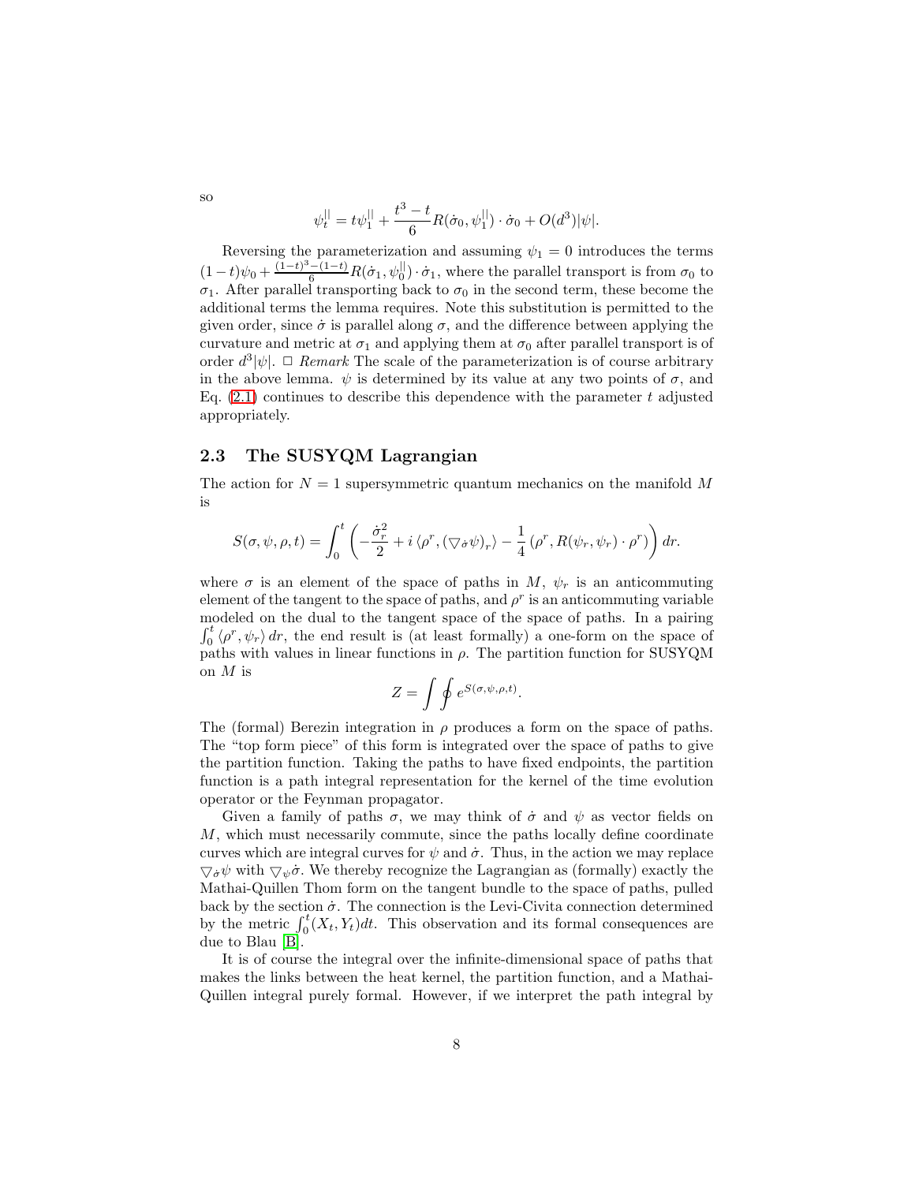so

$$\psi_t^{||} = t\psi_1^{||} + \frac{t^3 - t}{6} R(\dot{\sigma}_0, \psi_1^{||}) \cdot \dot{\sigma}_0 + O(d^3)|\psi|.$$

Reversing the parameterization and assuming $\psi_1 = 0$ introduces the terms $(1-t)\psi_0 + \frac{(1-t)^3-(1-t)}{6} R(\dot{\sigma}_1, \psi_0^{||}) \cdot \dot{\sigma}_1$, where the parallel transport is from $\sigma_0$ to $\sigma_1$. After parallel transporting back to $\sigma_0$ in the second term, these become the additional terms the lemma requires. Note this substitution is permitted to the given order, since $\dot{\sigma}$ is parallel along $\sigma$, and the difference between applying the curvature and metric at $\sigma_1$ and applying them at $\sigma_0$ after parallel transport is of order $d^3|\psi|$. □ *Remark* The scale of the parameterization is of course arbitrary in the above lemma. $\psi$ is determined by its value at any two points of $\sigma$, and Eq. (2.1) continues to describe this dependence with the parameter $t$ adjusted appropriately.

## 2.3 The SUSYQM Lagrangian

The action for $N = 1$ supersymmetric quantum mechanics on the manifold $M$ is

$$S(\sigma, \psi, \rho, t) = \int_0^t \left( -\frac{\dot{\sigma}_r^2}{2} + i \langle \rho^r, (\bigtriangledown_{\dot{\sigma}} \psi)_r \rangle - \frac{1}{4} \left( \rho^r, R(\psi_r, \psi_r) \cdot \rho^r \right) \right) dr.$$

where $\sigma$ is an element of the space of paths in $M$, $\psi_r$ is an anticommuting element of the tangent to the space of paths, and $\rho^r$ is an anticommuting variable modeled on the dual to the tangent space of the space of paths. In a pairing $\int_0^t \langle \rho^r, \psi_r \rangle \, dr$, the end result is (at least formally) a one-form on the space of paths with values in linear functions in $\rho$. The partition function for SUSYQM on $M$ is

$$Z = \int \oint e^{S(\sigma,\psi,\rho,t)}.$$

The (formal) Berezin integration in $\rho$ produces a form on the space of paths. The "top form piece" of this form is integrated over the space of paths to give the partition function. Taking the paths to have fixed endpoints, the partition function is a path integral representation for the kernel of the time evolution operator or the Feynman propagator.

Given a family of paths $\sigma$, we may think of $\dot{\sigma}$ and $\psi$ as vector fields on $M$, which must necessarily commute, since the paths locally define coordinate curves which are integral curves for $\psi$ and $\dot{\sigma}$. Thus, in the action we may replace $\bigtriangledown_{\dot{\sigma}} \psi$ with $\bigtriangledown_{\psi} \dot{\sigma}$. We thereby recognize the Lagrangian as (formally) exactly the Mathai-Quillen Thom form on the tangent bundle to the space of paths, pulled back by the section $\dot{\sigma}$. The connection is the Levi-Civita connection determined by the metric $\int_0^t (X_t, Y_t) dt$. This observation and its formal consequences are due to Blau [B].

It is of course the integral over the infinite-dimensional space of paths that makes the links between the heat kernel, the partition function, and a Mathai-Quillen integral purely formal. However, if we interpret the path integral by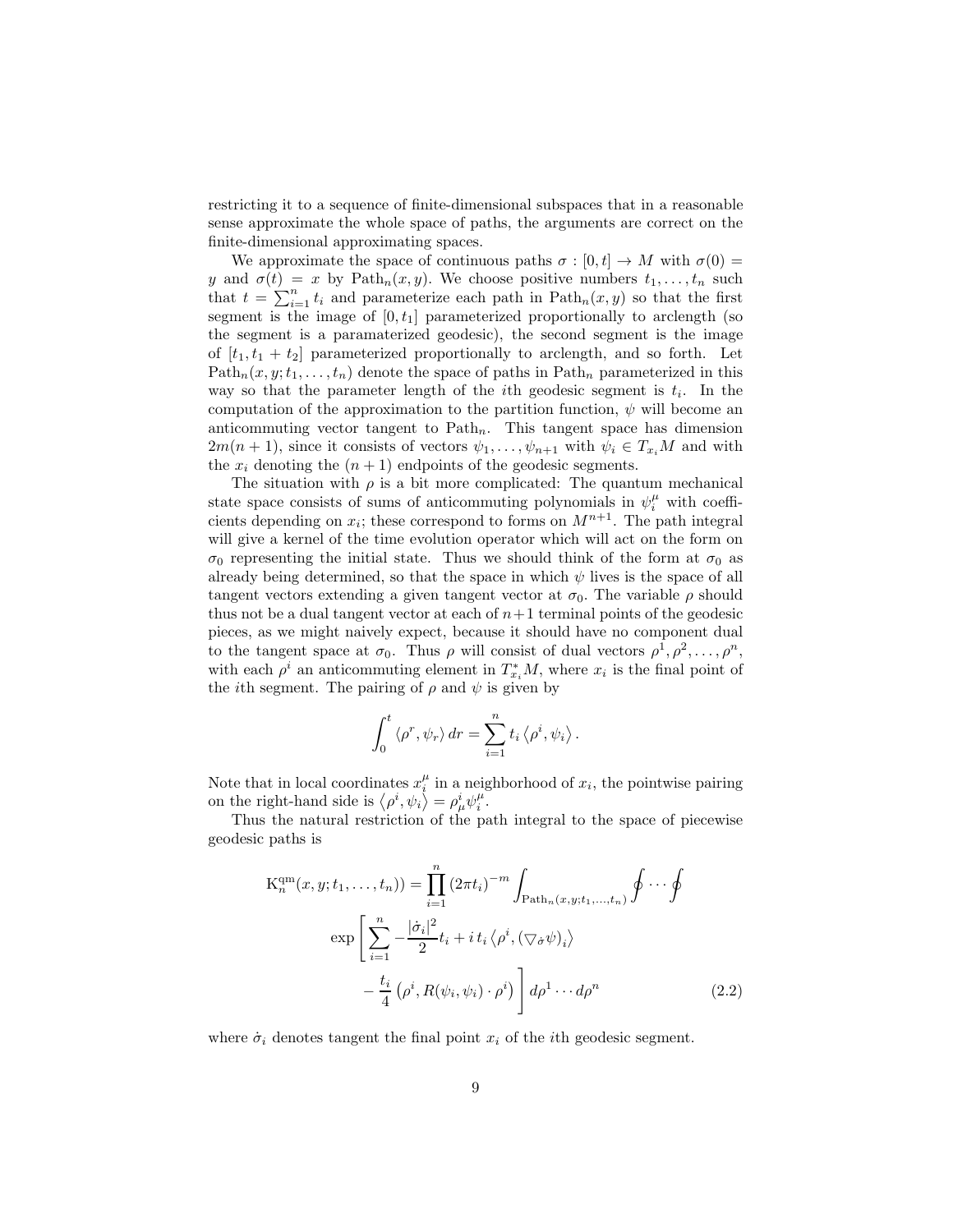restricting it to a sequence of finite-dimensional subspaces that in a reasonable sense approximate the whole space of paths, the arguments are correct on the finite-dimensional approximating spaces.

We approximate the space of continuous paths $\sigma : [0, t] \to M$ with $\sigma(0) = y$ and $\sigma(t) = x$ by $\mathrm{Path}_n(x, y)$. We choose positive numbers $t_1, \ldots, t_n$ such that $t = \sum_{i=1}^{n} t_i$ and parameterize each path in $\mathrm{Path}_n(x, y)$ so that the first segment is the image of $[0, t_1]$ parameterized proportionally to arclength (so the segment is a paramaterized geodesic), the second segment is the image of $[t_1, t_1 + t_2]$ parameterized proportionally to arclength, and so forth. Let $\mathrm{Path}_n(x, y; t_1, \ldots, t_n)$ denote the space of paths in $\mathrm{Path}_n$ parameterized in this way so that the parameter length of the $i$th geodesic segment is $t_i$. In the computation of the approximation to the partition function, $\psi$ will become an anticommuting vector tangent to $\mathrm{Path}_n$. This tangent space has dimension $2m(n+1)$, since it consists of vectors $\psi_1, \ldots, \psi_{n+1}$ with $\psi_i \in T_{x_i}M$ and with the $x_i$ denoting the $(n+1)$ endpoints of the geodesic segments.

The situation with $\rho$ is a bit more complicated: The quantum mechanical state space consists of sums of anticommuting polynomials in $\psi_i^\mu$ with coefficients depending on $x_i$; these correspond to forms on $M^{n+1}$. The path integral will give a kernel of the time evolution operator which will act on the form on $\sigma_0$ representing the initial state. Thus we should think of the form at $\sigma_0$ as already being determined, so that the space in which $\psi$ lives is the space of all tangent vectors extending a given tangent vector at $\sigma_0$. The variable $\rho$ should thus not be a dual tangent vector at each of $n+1$ terminal points of the geodesic pieces, as we might naively expect, because it should have no component dual to the tangent space at $\sigma_0$. Thus $\rho$ will consist of dual vectors $\rho^1, \rho^2, \ldots, \rho^n$, with each $\rho^i$ an anticommuting element in $T^*_{x_i}M$, where $x_i$ is the final point of the $i$th segment. The pairing of $\rho$ and $\psi$ is given by

$$\int_0^t \langle \rho^r, \psi_r \rangle \, dr = \sum_{i=1}^{n} t_i \left\langle \rho^i, \psi_i \right\rangle.$$

Note that in local coordinates $x_i^\mu$ in a neighborhood of $x_i$, the pointwise pairing on the right-hand side is $\left\langle \rho^i, \psi_i \right\rangle = \rho^i_\mu \psi_i^\mu$.

Thus the natural restriction of the path integral to the space of piecewise geodesic paths is

$$\begin{aligned}
\mathrm{K}_n^{\mathrm{qm}}(x, y; t_1, \ldots, t_n)) = \prod_{i=1}^{n} (2\pi t_i)^{-m} \int_{\mathrm{Path}_n(x,y;t_1,\ldots,t_n)} \oint \cdots \oint \\
\exp \left[ \sum_{i=1}^{n} -\frac{|\dot{\sigma}_i|^2}{2} t_i + i\, t_i \left\langle \rho^i, (\bigtriangledown_{\dot{\sigma}} \psi)_i \right\rangle \right. \\
\left. - \frac{t_i}{4} \left( \rho^i, R(\psi_i, \psi_i) \cdot \rho^i \right) \right] d\rho^1 \cdots d\rho^n
\end{aligned} \tag{2.2}$$

where $\dot{\sigma}_i$ denotes tangent the final point $x_i$ of the $i$th geodesic segment.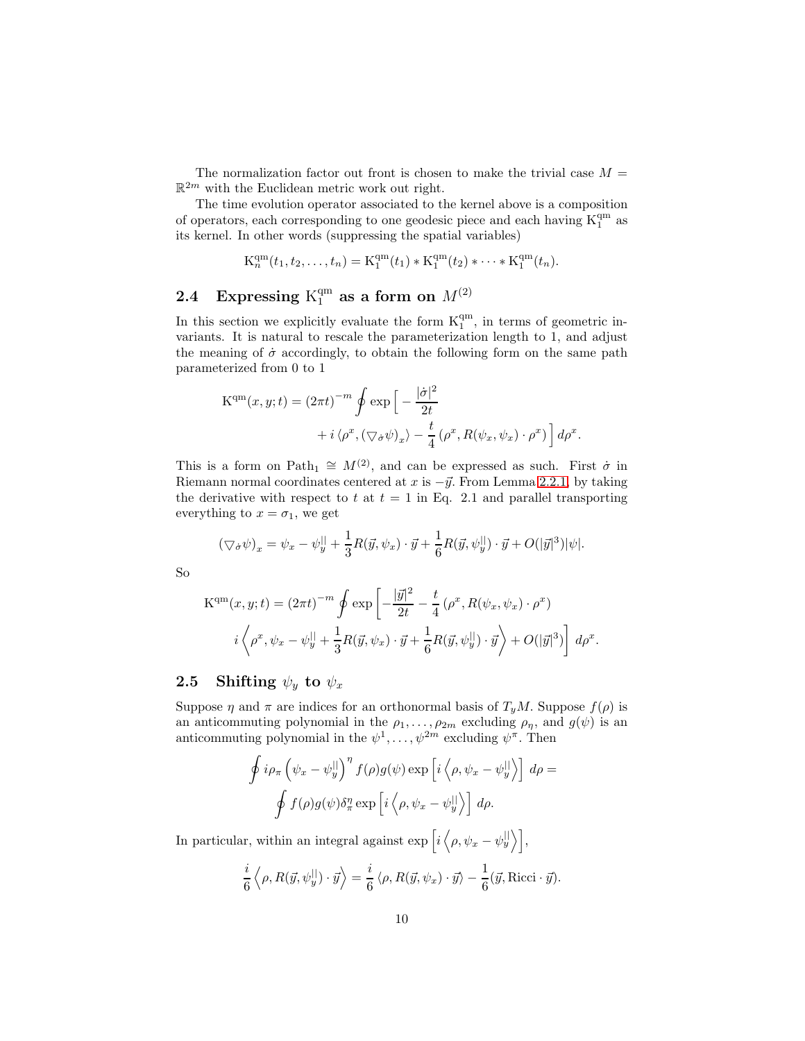The normalization factor out front is chosen to make the trivial case $M = \mathbb{R}^{2m}$ with the Euclidean metric work out right.

The time evolution operator associated to the kernel above is a composition of operators, each corresponding to one geodesic piece and each having $\mathrm{K}_1^{\mathrm{qm}}$ as its kernel. In other words (suppressing the spatial variables)

$$\mathrm{K}_n^{\mathrm{qm}}(t_1, t_2, \ldots, t_n) = \mathrm{K}_1^{\mathrm{qm}}(t_1) * \mathrm{K}_1^{\mathrm{qm}}(t_2) * \cdots * \mathrm{K}_1^{\mathrm{qm}}(t_n).$$

## 2.4 Expressing $\mathrm{K}_1^{\mathrm{qm}}$ as a form on $M^{(2)}$

In this section we explicitly evaluate the form $\mathrm{K}_1^{\mathrm{qm}}$, in terms of geometric invariants. It is natural to rescale the parameterization length to 1, and adjust the meaning of $\dot{\sigma}$ accordingly, to obtain the following form on the same path parameterized from 0 to 1

$$\mathrm{K}^{\mathrm{qm}}(x, y; t) = (2\pi t)^{-m} \oint \exp\Big[ -\frac{|\dot{\sigma}|^2}{2t} + i \left\langle \rho^x, (\triangledown_{\dot{\sigma}} \psi)_x \right\rangle - \frac{t}{4} \left( \rho^x, R(\psi_x, \psi_x) \cdot \rho^x \right) \Big] \, d\rho^x.$$

This is a form on $\mathrm{Path}_1 \cong M^{(2)}$, and can be expressed as such. First $\dot{\sigma}$ in Riemann normal coordinates centered at $x$ is $-\vec{y}$. From Lemma 2.2.1, by taking the derivative with respect to $t$ at $t = 1$ in Eq. 2.1 and parallel transporting everything to $x = \sigma_1$, we get

$$(\triangledown_{\dot{\sigma}} \psi)_x = \psi_x - \psi_y^{||} + \frac{1}{3} R(\vec{y}, \psi_x) \cdot \vec{y} + \frac{1}{6} R(\vec{y}, \psi_y^{||}) \cdot \vec{y} + O(|\vec{y}|^3)|\psi|.$$

So

$$\mathrm{K}^{\mathrm{qm}}(x, y; t) = (2\pi t)^{-m} \oint \exp\left[ -\frac{|\vec{y}|^2}{2t} - \frac{t}{4} \left( \rho^x, R(\psi_x, \psi_x) \cdot \rho^x \right) \right. \\ \left. i \left\langle \rho^x, \psi_x - \psi_y^{||} + \frac{1}{3} R(\vec{y}, \psi_x) \cdot \vec{y} + \frac{1}{6} R(\vec{y}, \psi_y^{||}) \cdot \vec{y} \right\rangle + O(|\vec{y}|^3) \right] \, d\rho^x.$$

## 2.5 Shifting $\psi_y$ to $\psi_x$

Suppose $\eta$ and $\pi$ are indices for an orthonormal basis of $T_y M$. Suppose $f(\rho)$ is an anticommuting polynomial in the $\rho_1, \ldots, \rho_{2m}$ excluding $\rho_\eta$, and $g(\psi)$ is an anticommuting polynomial in the $\psi^1, \ldots, \psi^{2m}$ excluding $\psi^\pi$. Then

$$\oint i \rho_\pi \left( \psi_x - \psi_y^{||} \right)^\eta f(\rho) g(\psi) \exp\left[ i \left\langle \rho, \psi_x - \psi_y^{||} \right\rangle \right] \, d\rho = \\ \oint f(\rho) g(\psi) \delta_\pi^\eta \exp\left[ i \left\langle \rho, \psi_x - \psi_y^{||} \right\rangle \right] \, d\rho.$$

In particular, within an integral against $\exp\left[ i \left\langle \rho, \psi_x - \psi_y^{||} \right\rangle \right]$,

$$\frac{i}{6} \left\langle \rho, R(\vec{y}, \psi_y^{||}) \cdot \vec{y} \right\rangle = \frac{i}{6} \left\langle \rho, R(\vec{y}, \psi_x) \cdot \vec{y} \right\rangle - \frac{1}{6} (\vec{y}, \mathrm{Ricci} \cdot \vec{y}).$$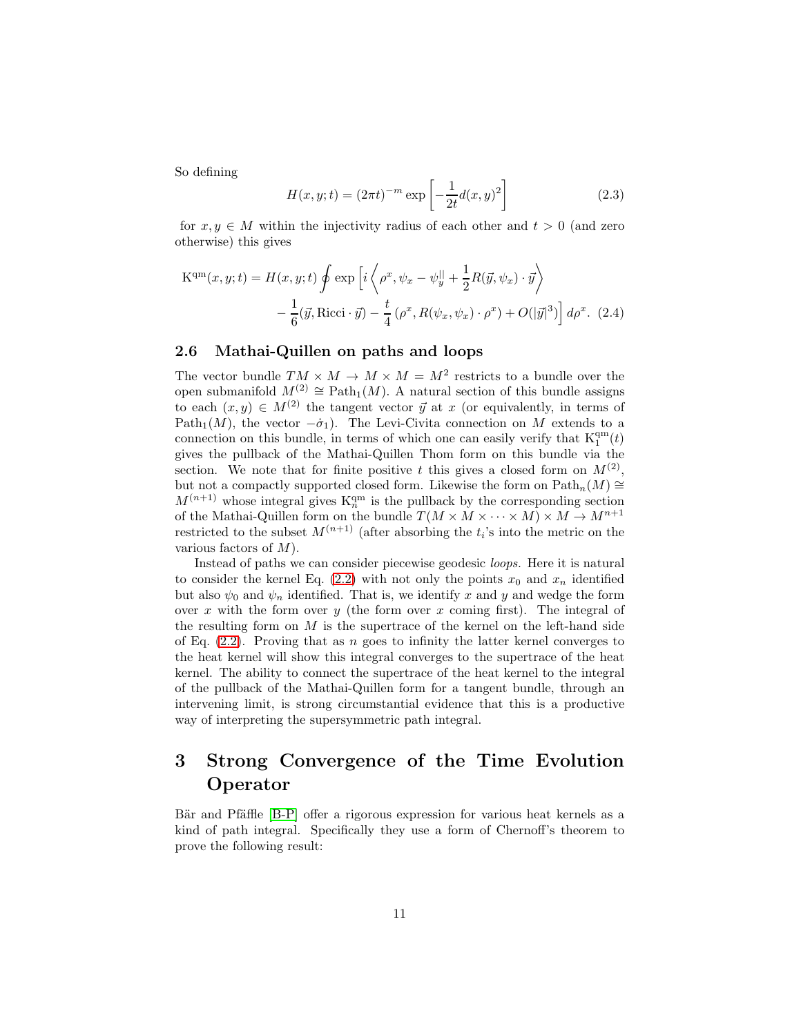So defining

$$H(x,y;t) = (2\pi t)^{-m} \exp\left[-\frac{1}{2t}d(x,y)^2\right] \tag{2.3}$$

for $x, y \in M$ within the injectivity radius of each other and $t > 0$ (and zero otherwise) this gives

$$\begin{aligned}\mathrm{K}^{\mathrm{qm}}(x,y;t) = H(x,y;t) \oint \exp\Big[ i \Big\langle \rho^x, \psi_x - \psi_y^{||} + \frac{1}{2}R(\vec{y},\psi_x)\cdot\vec{y} \Big\rangle \\ - \frac{1}{6}(\vec{y}, \mathrm{Ricci}\cdot\vec{y}) - \frac{t}{4}\left(\rho^x, R(\psi_x,\psi_x)\cdot\rho^x\right) + O(|\vec{y}|^3)\Big]\, d\rho^x. \end{aligned} \tag{2.4}$$

## 2.6 Mathai-Quillen on paths and loops

The vector bundle $TM \times M \to M \times M = M^2$ restricts to a bundle over the open submanifold $M^{(2)} \cong \mathrm{Path}_1(M)$. A natural section of this bundle assigns to each $(x,y) \in M^{(2)}$ the tangent vector $\vec{y}$ at $x$ (or equivalently, in terms of $\mathrm{Path}_1(M)$, the vector $-\dot{\sigma}_1$). The Levi-Civita connection on $M$ extends to a connection on this bundle, in terms of which one can easily verify that $\mathrm{K}_1^{\mathrm{qm}}(t)$ gives the pullback of the Mathai-Quillen Thom form on this bundle via the section. We note that for finite positive $t$ this gives a closed form on $M^{(2)}$, but not a compactly supported closed form. Likewise the form on $\mathrm{Path}_n(M) \cong M^{(n+1)}$ whose integral gives $\mathrm{K}_n^{\mathrm{qm}}$ is the pullback by the corresponding section of the Mathai-Quillen form on the bundle $T(M \times M \times \cdots \times M) \times M \to M^{n+1}$ restricted to the subset $M^{(n+1)}$ (after absorbing the $t_i$'s into the metric on the various factors of $M$).

Instead of paths we can consider piecewise geodesic *loops*. Here it is natural to consider the kernel Eq. (2.2) with not only the points $x_0$ and $x_n$ identified but also $\psi_0$ and $\psi_n$ identified. That is, we identify $x$ and $y$ and wedge the form over $x$ with the form over $y$ (the form over $x$ coming first). The integral of the resulting form on $M$ is the supertrace of the kernel on the left-hand side of Eq. (2.2). Proving that as $n$ goes to infinity the latter kernel converges to the heat kernel will show this integral converges to the supertrace of the heat kernel. The ability to connect the supertrace of the heat kernel to the integral of the pullback of the Mathai-Quillen form for a tangent bundle, through an intervening limit, is strong circumstantial evidence that this is a productive way of interpreting the supersymmetric path integral.

# 3 Strong Convergence of the Time Evolution Operator

Bär and Pfäffle [B-P] offer a rigorous expression for various heat kernels as a kind of path integral. Specifically they use a form of Chernoff's theorem to prove the following result: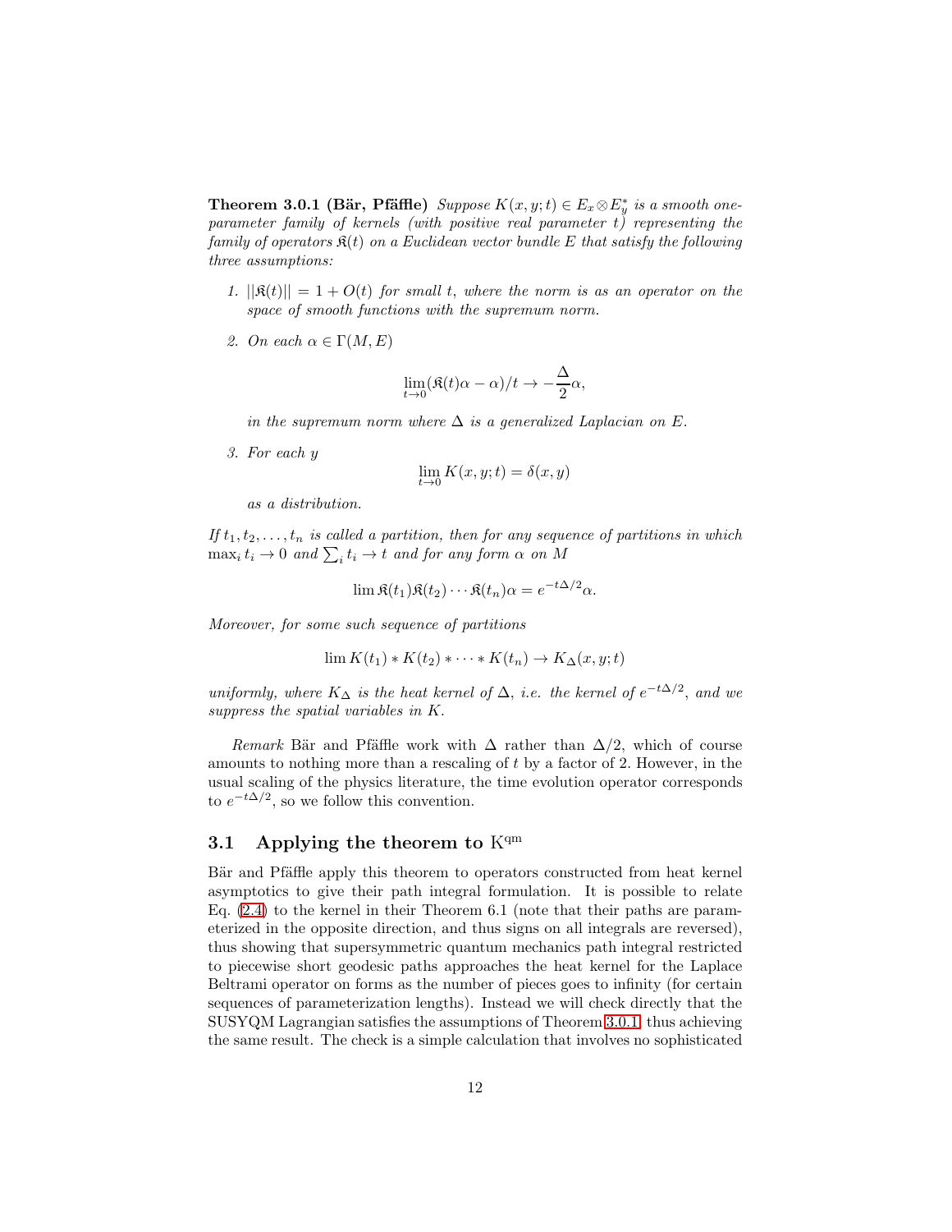**Theorem 3.0.1 (Bär, Pfäffle)** *Suppose $K(x, y; t) \in E_x \otimes E_y^*$ is a smooth one-parameter family of kernels (with positive real parameter $t$) representing the family of operators $\mathfrak{K}(t)$ on a Euclidean vector bundle $E$ that satisfy the following three assumptions:*

1. *$||\mathfrak{K}(t)|| = 1 + O(t)$ for small $t$, where the norm is as an operator on the space of smooth functions with the supremum norm.*

2. *On each $\alpha \in \Gamma(M, E)$*

$$\lim_{t \to 0} (\mathfrak{K}(t)\alpha - \alpha)/t \to -\frac{\Delta}{2}\alpha,$$

   *in the supremum norm where $\Delta$ is a generalized Laplacian on $E$.*

3. *For each $y$*

$$\lim_{t \to 0} K(x, y; t) = \delta(x, y)$$

   *as a distribution.*

*If $t_1, t_2, \ldots, t_n$ is called a partition, then for any sequence of partitions in which $\max_i t_i \to 0$ and $\sum_i t_i \to t$ and for any form $\alpha$ on $M$*

$$\lim \mathfrak{K}(t_1)\mathfrak{K}(t_2) \cdots \mathfrak{K}(t_n)\alpha = e^{-t\Delta/2}\alpha.$$

*Moreover, for some such sequence of partitions*

$$\lim K(t_1) * K(t_2) * \cdots * K(t_n) \to K_\Delta(x, y; t)$$

*uniformly, where $K_\Delta$ is the heat kernel of $\Delta$, i.e. the kernel of $e^{-t\Delta/2}$, and we suppress the spatial variables in $K$.*

*Remark* Bär and Pfäffle work with $\Delta$ rather than $\Delta/2$, which of course amounts to nothing more than a rescaling of $t$ by a factor of 2. However, in the usual scaling of the physics literature, the time evolution operator corresponds to $e^{-t\Delta/2}$, so we follow this convention.

## 3.1 Applying the theorem to $\mathrm{K}^{\mathrm{qm}}$

Bär and Pfäffle apply this theorem to operators constructed from heat kernel asymptotics to give their path integral formulation. It is possible to relate Eq. (2.4) to the kernel in their Theorem 6.1 (note that their paths are parameterized in the opposite direction, and thus signs on all integrals are reversed), thus showing that supersymmetric quantum mechanics path integral restricted to piecewise short geodesic paths approaches the heat kernel for the Laplace Beltrami operator on forms as the number of pieces goes to infinity (for certain sequences of parameterization lengths). Instead we will check directly that the SUSYQM Lagrangian satisfies the assumptions of Theorem 3.0.1, thus achieving the same result. The check is a simple calculation that involves no sophisticated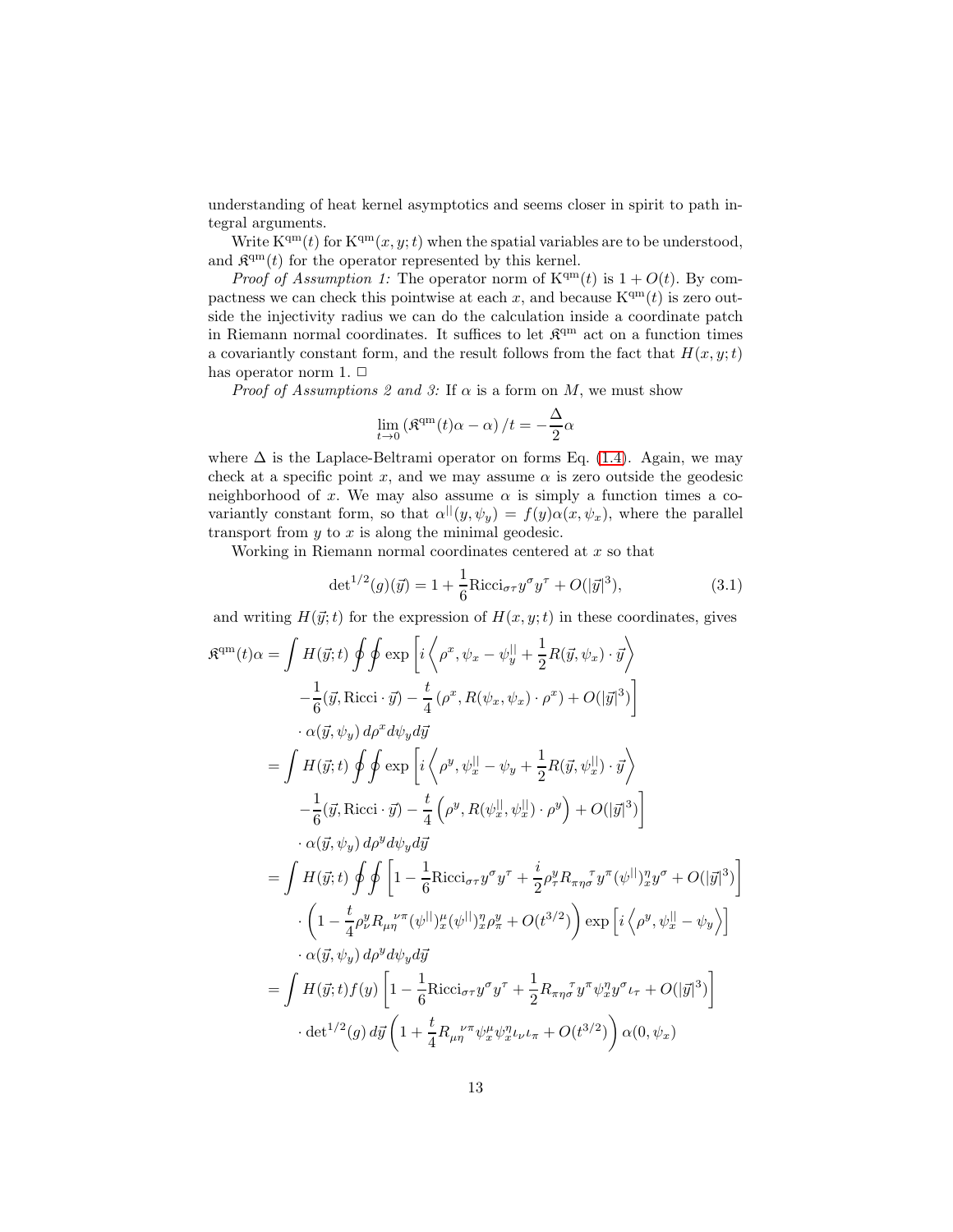understanding of heat kernel asymptotics and seems closer in spirit to path integral arguments.

Write $\mathrm{K}^{\mathrm{qm}}(t)$ for $\mathrm{K}^{\mathrm{qm}}(x,y;t)$ when the spatial variables are to be understood, and $\mathfrak{K}^{\mathrm{qm}}(t)$ for the operator represented by this kernel.

*Proof of Assumption 1:* The operator norm of $\mathrm{K}^{\mathrm{qm}}(t)$ is $1+O(t)$. By compactness we can check this pointwise at each $x$, and because $\mathrm{K}^{\mathrm{qm}}(t)$ is zero outside the injectivity radius we can do the calculation inside a coordinate patch in Riemann normal coordinates. It suffices to let $\mathfrak{K}^{\mathrm{qm}}$ act on a function times a covariantly constant form, and the result follows from the fact that $H(x,y;t)$ has operator norm 1. □

*Proof of Assumptions 2 and 3:* If $\alpha$ is a form on $M$, we must show

$$\lim_{t\to 0}\left(\mathfrak{K}^{\mathrm{qm}}(t)\alpha-\alpha\right)/t=-\frac{\Delta}{2}\alpha$$

where $\Delta$ is the Laplace-Beltrami operator on forms Eq. (1.4). Again, we may check at a specific point $x$, and we may assume $\alpha$ is zero outside the geodesic neighborhood of $x$. We may also assume $\alpha$ is simply a function times a covariantly constant form, so that $\alpha^{||}(y,\psi_y)=f(y)\alpha(x,\psi_x)$, where the parallel transport from $y$ to $x$ is along the minimal geodesic.

Working in Riemann normal coordinates centered at $x$ so that

$$\det{}^{1/2}(g)(\vec{y})=1+\frac{1}{6}\mathrm{Ricci}_{\sigma\tau}y^\sigma y^\tau+O(|\vec{y}|^3), \tag{3.1}$$

and writing $H(\vec{y};t)$ for the expression of $H(x,y;t)$ in these coordinates, gives

$$\begin{aligned}
\mathfrak{K}^{\mathrm{qm}}(t)\alpha &= \int H(\vec{y};t)\oint\oint \exp\Big[i\Big\langle \rho^x,\psi_x-\psi_y^{||}+\frac{1}{2}R(\vec{y},\psi_x)\cdot\vec{y}\Big\rangle \\
&\qquad -\frac{1}{6}(\vec{y},\mathrm{Ricci}\cdot\vec{y})-\frac{t}{4}\left(\rho^x,R(\psi_x,\psi_x)\cdot\rho^x\right)+O(|\vec{y}|^3)\Big] \\
&\qquad \cdot\alpha(\vec{y},\psi_y)\,d\rho^x d\psi_y d\vec{y} \\
&= \int H(\vec{y};t)\oint\oint \exp\Big[i\Big\langle \rho^y,\psi_x^{||}-\psi_y+\frac{1}{2}R(\vec{y},\psi_x^{||})\cdot\vec{y}\Big\rangle \\
&\qquad -\frac{1}{6}(\vec{y},\mathrm{Ricci}\cdot\vec{y})-\frac{t}{4}\left(\rho^y,R(\psi_x^{||},\psi_x^{||})\cdot\rho^y\right)+O(|\vec{y}|^3)\Big] \\
&\qquad \cdot\alpha(\vec{y},\psi_y)\,d\rho^y d\psi_y d\vec{y} \\
&= \int H(\vec{y};t)\oint\oint\Big[1-\frac{1}{6}\mathrm{Ricci}_{\sigma\tau}y^\sigma y^\tau+\frac{i}{2}\rho^y_\tau R_{\pi\eta\sigma}{}^{\tau}y^\pi(\psi^{||})^\eta_x y^\sigma+O(|\vec{y}|^3)\Big] \\
&\qquad \cdot\Big(1-\frac{t}{4}\rho^y_\nu R_{\mu\eta}{}^{\nu\pi}(\psi^{||})^\mu_x(\psi^{||})^\eta_x\rho^y_\pi+O(t^{3/2})\Big)\exp\Big[i\Big\langle\rho^y,\psi_x^{||}-\psi_y\Big\rangle\Big] \\
&\qquad \cdot\alpha(\vec{y},\psi_y)\,d\rho^y d\psi_y d\vec{y} \\
&= \int H(\vec{y};t)f(y)\Big[1-\frac{1}{6}\mathrm{Ricci}_{\sigma\tau}y^\sigma y^\tau+\frac{1}{2}R_{\pi\eta\sigma}{}^{\tau}y^\pi\psi_x^\eta y^\sigma\iota_\tau+O(|\vec{y}|^3)\Big] \\
&\qquad \cdot\det{}^{1/2}(g)\,d\vec{y}\left(1+\frac{t}{4}R_{\mu\eta}{}^{\nu\pi}\psi^\mu_x\psi^\eta_x\iota_\nu\iota_\pi+O(t^{3/2})\right)\alpha(0,\psi_x)
\end{aligned}$$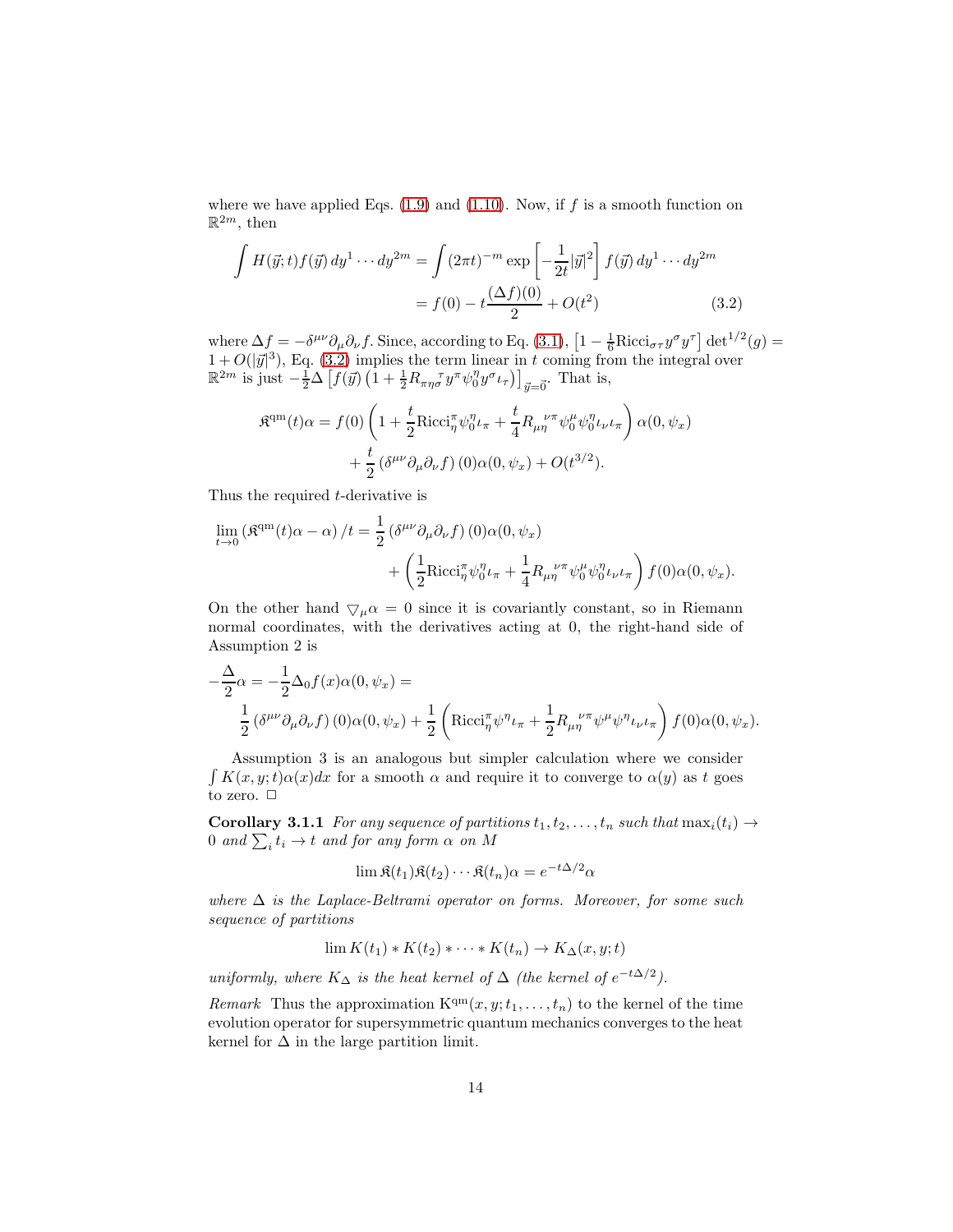where we have applied Eqs. (1.9) and (1.10). Now, if $f$ is a smooth function on $\mathbb{R}^{2m}$, then

$$\int H(\vec{y};t)f(\vec{y})\,dy^1\cdots dy^{2m} = \int (2\pi t)^{-m}\exp\left[-\frac{1}{2t}|\vec{y}|^2\right] f(\vec{y})\,dy^1\cdots dy^{2m}$$
$$= f(0) - t\frac{(\Delta f)(0)}{2} + O(t^2) \tag{3.2}$$

where $\Delta f = -\delta^{\mu\nu}\partial_\mu\partial_\nu f$. Since, according to Eq. (3.1), $\left[1-\frac{1}{6}\mathrm{Ricci}_{\sigma\tau}y^\sigma y^\tau\right]\det^{1/2}(g) = 1+O(|\vec{y}|^3)$, Eq. (3.2) implies the term linear in $t$ coming from the integral over $\mathbb{R}^{2m}$ is just $-\frac{1}{2}\Delta\left[f(\vec{y})\left(1+\frac{1}{2}R_{\pi\eta\sigma}{}^{\tau}y^\pi\psi_0^\eta y^\sigma\iota_\tau\right)\right]_{\vec{y}=\vec{0}}$. That is,

$$\mathfrak{K}^{\mathrm{qm}}(t)\alpha = f(0)\left(1+\frac{t}{2}\mathrm{Ricci}^{\pi}_{\eta}\psi_0^\eta\iota_\pi + \frac{t}{4}R_{\mu\eta}{}^{\nu\pi}\psi_0^\mu\psi_0^\eta\iota_\nu\iota_\pi\right)\alpha(0,\psi_x)$$
$$+\frac{t}{2}\left(\delta^{\mu\nu}\partial_\mu\partial_\nu f\right)(0)\alpha(0,\psi_x) + O(t^{3/2}).$$

Thus the required $t$-derivative is

$$\lim_{t\to 0}\left(\mathfrak{K}^{\mathrm{qm}}(t)\alpha - \alpha\right)/t = \frac{1}{2}\left(\delta^{\mu\nu}\partial_\mu\partial_\nu f\right)(0)\alpha(0,\psi_x)$$
$$+\left(\frac{1}{2}\mathrm{Ricci}^{\pi}_{\eta}\psi_0^\eta\iota_\pi + \frac{1}{4}R_{\mu\eta}{}^{\nu\pi}\psi_0^\mu\psi_0^\eta\iota_\nu\iota_\pi\right)f(0)\alpha(0,\psi_x).$$

On the other hand $\bigtriangledown_\mu\alpha = 0$ since it is covariantly constant, so in Riemann normal coordinates, with the derivatives acting at 0, the right-hand side of Assumption 2 is

$$-\frac{\Delta}{2}\alpha = -\frac{1}{2}\Delta_0 f(x)\alpha(0,\psi_x) =$$
$$\frac{1}{2}\left(\delta^{\mu\nu}\partial_\mu\partial_\nu f\right)(0)\alpha(0,\psi_x) + \frac{1}{2}\left(\mathrm{Ricci}^{\pi}_{\eta}\psi^\eta\iota_\pi + \frac{1}{2}R_{\mu\eta}{}^{\nu\pi}\psi^\mu\psi^\eta\iota_\nu\iota_\pi\right)f(0)\alpha(0,\psi_x).$$

Assumption 3 is an analogous but simpler calculation where we consider $\int K(x,y;t)\alpha(x)dx$ for a smooth $\alpha$ and require it to converge to $\alpha(y)$ as $t$ goes to zero. □

**Corollary 3.1.1** *For any sequence of partitions $t_1, t_2, \ldots, t_n$ such that $\max_i(t_i)\to 0$ and $\sum_i t_i \to t$ and for any form $\alpha$ on $M$*

$$\lim \mathfrak{K}(t_1)\mathfrak{K}(t_2)\cdots\mathfrak{K}(t_n)\alpha = e^{-t\Delta/2}\alpha$$

*where $\Delta$ is the Laplace-Beltrami operator on forms. Moreover, for some such sequence of partitions*

$$\lim K(t_1) * K(t_2) * \cdots * K(t_n) \to K_\Delta(x,y;t)$$

*uniformly, where $K_\Delta$ is the heat kernel of $\Delta$ (the kernel of $e^{-t\Delta/2}$).*

*Remark* Thus the approximation $\mathrm{K}^{\mathrm{qm}}(x,y;t_1,\ldots,t_n)$ to the kernel of the time evolution operator for supersymmetric quantum mechanics converges to the heat kernel for $\Delta$ in the large partition limit.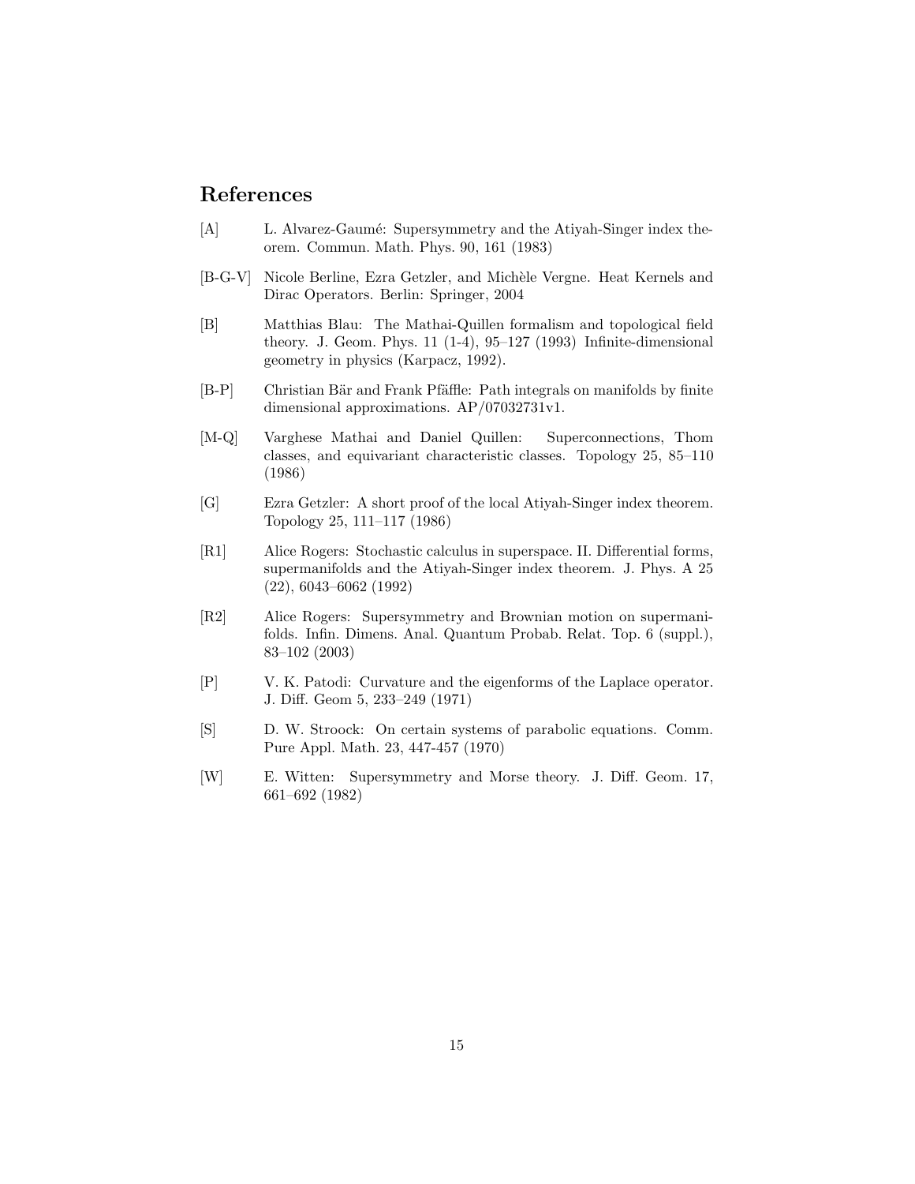## References

[A] L. Alvarez-Gaumé: Supersymmetry and the Atiyah-Singer index theorem. Commun. Math. Phys. 90, 161 (1983)

[B-G-V] Nicole Berline, Ezra Getzler, and Michèle Vergne. Heat Kernels and Dirac Operators. Berlin: Springer, 2004

[B] Matthias Blau: The Mathai-Quillen formalism and topological field theory. J. Geom. Phys. 11 (1-4), 95–127 (1993) Infinite-dimensional geometry in physics (Karpacz, 1992).

[B-P] Christian Bär and Frank Pfäffle: Path integrals on manifolds by finite dimensional approximations. AP/07032731v1.

[M-Q] Varghese Mathai and Daniel Quillen: Superconnections, Thom classes, and equivariant characteristic classes. Topology 25, 85–110 (1986)

[G] Ezra Getzler: A short proof of the local Atiyah-Singer index theorem. Topology 25, 111–117 (1986)

[R1] Alice Rogers: Stochastic calculus in superspace. II. Differential forms, supermanifolds and the Atiyah-Singer index theorem. J. Phys. A 25 (22), 6043–6062 (1992)

[R2] Alice Rogers: Supersymmetry and Brownian motion on supermanifolds. Infin. Dimens. Anal. Quantum Probab. Relat. Top. 6 (suppl.), 83–102 (2003)

[P] V. K. Patodi: Curvature and the eigenforms of the Laplace operator. J. Diff. Geom 5, 233–249 (1971)

[S] D. W. Stroock: On certain systems of parabolic equations. Comm. Pure Appl. Math. 23, 447-457 (1970)

[W] E. Witten: Supersymmetry and Morse theory. J. Diff. Geom. 17, 661–692 (1982)